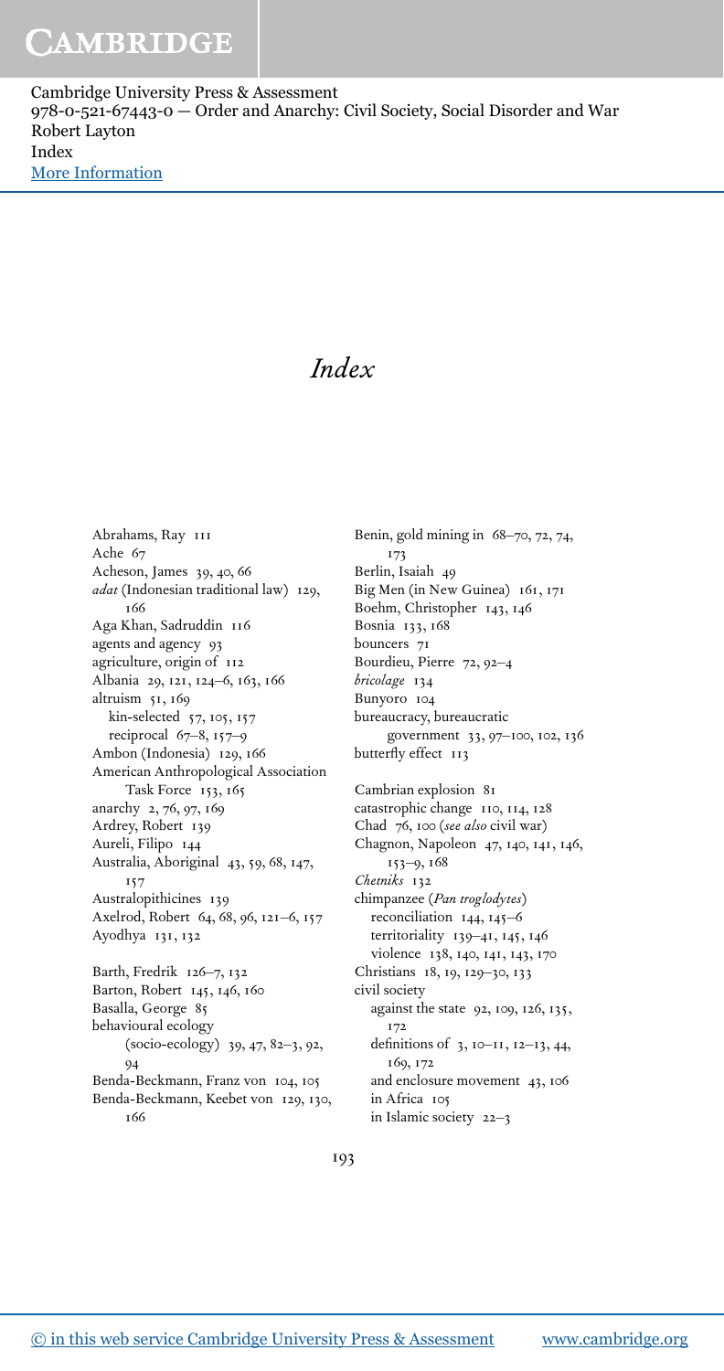# Index

Abrahams, Ray 111
Ache 67
Acheson, James 39, 40, 66
*adat* (Indonesian traditional law) 129, 166
Aga Khan, Sadruddin 116
agents and agency 93
agriculture, origin of 112
Albania 29, 121, 124–6, 163, 166
altruism 51, 169
  kin-selected 57, 105, 157
  reciprocal 67–8, 157–9
Ambon (Indonesia) 129, 166
American Anthropological Association Task Force 153, 165
anarchy 2, 76, 97, 169
Ardrey, Robert 139
Aureli, Filipo 144
Australia, Aboriginal 43, 59, 68, 147, 157
Australopithicines 139
Axelrod, Robert 64, 68, 96, 121–6, 157
Ayodhya 131, 132

Barth, Fredrik 126–7, 132
Barton, Robert 145, 146, 160
Basalla, George 85
behavioural ecology (socio-ecology) 39, 47, 82–3, 92, 94
Benda-Beckmann, Franz von 104, 105
Benda-Beckmann, Keebet von 129, 130, 166
Benin, gold mining in 68–70, 72, 74, 173
Berlin, Isaiah 49
Big Men (in New Guinea) 161, 171
Boehm, Christopher 143, 146
Bosnia 133, 168
bouncers 71
Bourdieu, Pierre 72, 92–4
*bricolage* 134
Bunyoro 104
bureaucracy, bureaucratic government 33, 97–100, 102, 136
butterfly effect 113

Cambrian explosion 81
catastrophic change 110, 114, 128
Chad 76, 100 (*see also* civil war)
Chagnon, Napoleon 47, 140, 141, 146, 153–9, 168
*Chetniks* 132
chimpanzee (*Pan troglodytes*)
  reconciliation 144, 145–6
  territoriality 139–41, 145, 146
  violence 138, 140, 141, 143, 170
Christians 18, 19, 129–30, 133
civil society
  against the state 92, 109, 126, 135, 172
  definitions of 3, 10–11, 12–13, 44, 169, 172
  and enclosure movement 43, 106
  in Africa 105
  in Islamic society 22–3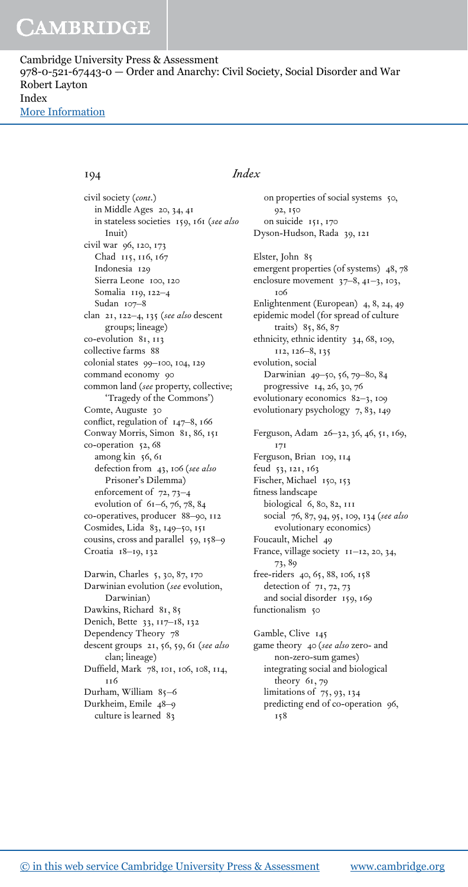Cambridge University Press & Assessment
978-0-521-67443-0 — Order and Anarchy: Civil Society, Social Disorder and War
Robert Layton
Index
More Information

# Index

civil society (*cont*.)
  in Middle Ages 20, 34, 41
  in stateless societies 159, 161 (*see also* Inuit)
civil war 96, 120, 173
  Chad 115, 116, 167
  Indonesia 129
  Sierra Leone 100, 120
  Somalia 119, 122–4
  Sudan 107–8
clan 21, 122–4, 135 (*see also* descent groups; lineage)
co-evolution 81, 113
collective farms 88
colonial states 99–100, 104, 129
command economy 90
common land (*see* property, collective; 'Tragedy of the Commons')
Comte, Auguste 30
conflict, regulation of 147–8, 166
Conway Morris, Simon 81, 86, 151
co-operation 52, 68
  among kin 56, 61
  defection from 43, 106 (*see also* Prisoner's Dilemma)
  enforcement of 72, 73–4
  evolution of 61–6, 76, 78, 84
co-operatives, producer 88–90, 112
Cosmides, Lida 83, 149–50, 151
cousins, cross and parallel 59, 158–9
Croatia 18–19, 132

Darwin, Charles 5, 30, 87, 170
Darwinian evolution (*see* evolution, Darwinian)
Dawkins, Richard 81, 85
Denich, Bette 33, 117–18, 132
Dependency Theory 78
descent groups 21, 56, 59, 61 (*see also* clan; lineage)
Duffield, Mark 78, 101, 106, 108, 114, 116
Durham, William 85–6
Durkheim, Emile 48–9
  culture is learned 83
  on properties of social systems 50, 92, 150
  on suicide 151, 170
Dyson-Hudson, Rada 39, 121

Elster, John 85
emergent properties (of systems) 48, 78
enclosure movement 37–8, 41–3, 103, 106
Enlightenment (European) 4, 8, 24, 49
epidemic model (for spread of culture traits) 85, 86, 87
ethnicity, ethnic identity 34, 68, 109, 112, 126–8, 135
evolution, social
  Darwinian 49–50, 56, 79–80, 84
  progressive 14, 26, 30, 76
evolutionary economics 82–3, 109
evolutionary psychology 7, 83, 149

Ferguson, Adam 26–32, 36, 46, 51, 169, 171
Ferguson, Brian 109, 114
feud 53, 121, 163
Fischer, Michael 150, 153
fitness landscape
  biological 6, 80, 82, 111
  social 76, 87, 94, 95, 109, 134 (*see also* evolutionary economics)
Foucault, Michel 49
France, village society 11–12, 20, 34, 73, 89
free-riders 40, 65, 88, 106, 158
  detection of 71, 72, 73
  and social disorder 159, 169
functionalism 50

Gamble, Clive 145
game theory 40 (*see also* zero- and non-zero-sum games)
  integrating social and biological theory 61, 79
  limitations of 75, 93, 134
  predicting end of co-operation 96, 158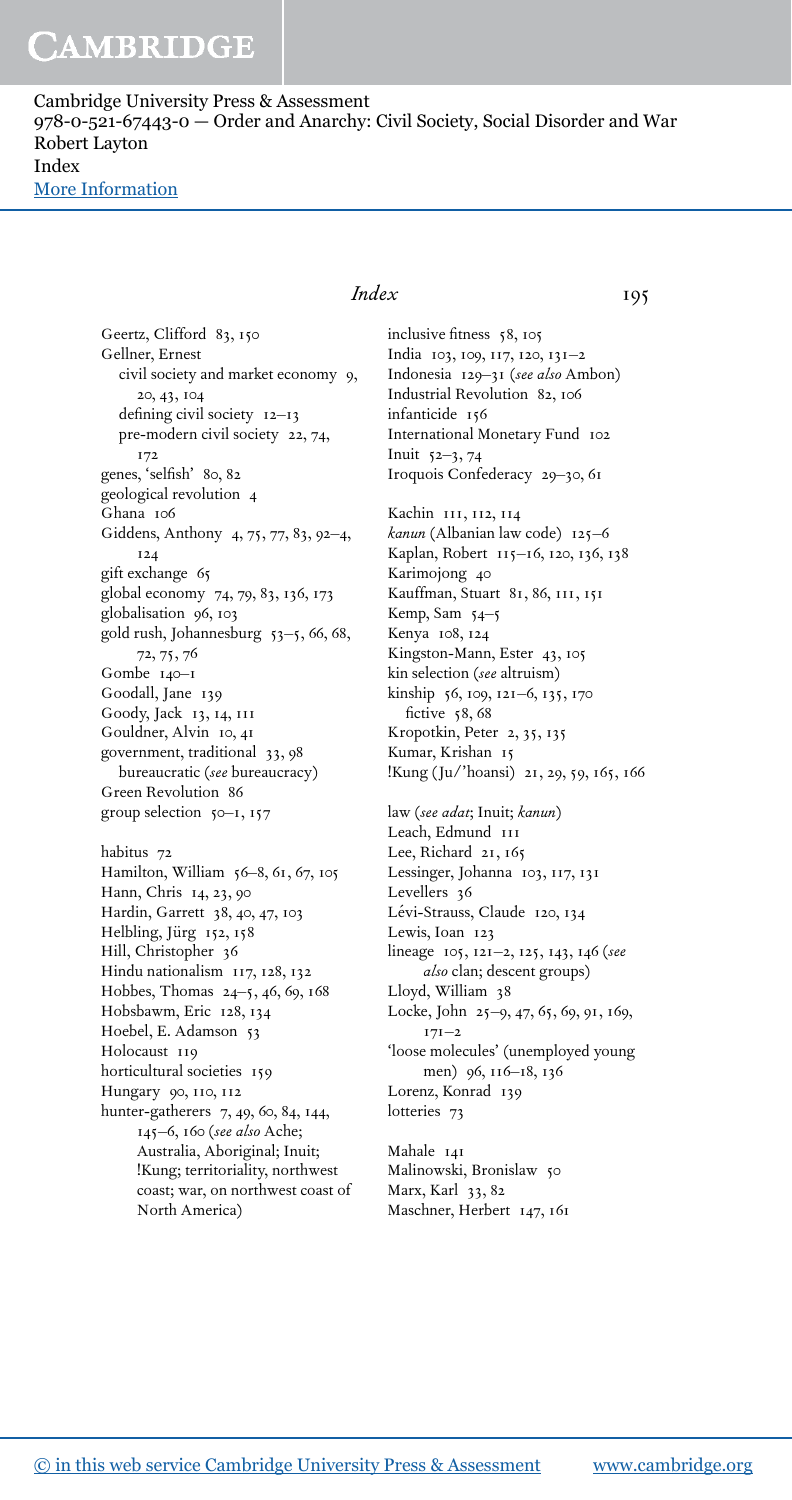Geertz, Clifford 83, 150
Gellner, Ernest
  civil society and market economy 9, 20, 43, 104
  defining civil society 12–13
  pre-modern civil society 22, 74, 172
genes, 'selfish' 80, 82
geological revolution 4
Ghana 106
Giddens, Anthony 4, 75, 77, 83, 92–4, 124
gift exchange 65
global economy 74, 79, 83, 136, 173
globalisation 96, 103
gold rush, Johannesburg 53–5, 66, 68, 72, 75, 76
Gombe 140–1
Goodall, Jane 139
Goody, Jack 13, 14, 111
Gouldner, Alvin 10, 41
government, traditional 33, 98
  bureaucratic (*see* bureaucracy)
Green Revolution 86
group selection 50–1, 157

habitus 72
Hamilton, William 56–8, 61, 67, 105
Hann, Chris 14, 23, 90
Hardin, Garrett 38, 40, 47, 103
Helbling, Jürg 152, 158
Hill, Christopher 36
Hindu nationalism 117, 128, 132
Hobbes, Thomas 24–5, 46, 69, 168
Hobsbawm, Eric 128, 134
Hoebel, E. Adamson 53
Holocaust 119
horticultural societies 159
Hungary 90, 110, 112
hunter-gatherers 7, 49, 60, 84, 144, 145–6, 160 (*see also* Ache; Australia, Aboriginal; Inuit; !Kung; territoriality, northwest coast; war, on northwest coast of North America)

inclusive fitness 58, 105
India 103, 109, 117, 120, 131–2
Indonesia 129–31 (*see also* Ambon)
Industrial Revolution 82, 106
infanticide 156
International Monetary Fund 102
Inuit 52–3, 74
Iroquois Confederacy 29–30, 61

Kachin 111, 112, 114
*kanun* (Albanian law code) 125–6
Kaplan, Robert 115–16, 120, 136, 138
Karimojong 40
Kauffman, Stuart 81, 86, 111, 151
Kemp, Sam 54–5
Kenya 108, 124
Kingston-Mann, Ester 43, 105
kin selection (*see* altruism)
kinship 56, 109, 121–6, 135, 170
  fictive 58, 68
Kropotkin, Peter 2, 35, 135
Kumar, Krishan 15
!Kung (Ju/'hoansi) 21, 29, 59, 165, 166

law (*see adat*; Inuit; *kanun*)
Leach, Edmund 111
Lee, Richard 21, 165
Lessinger, Johanna 103, 117, 131
Levellers 36
Lévi-Strauss, Claude 120, 134
Lewis, Ioan 123
lineage 105, 121–2, 125, 143, 146 (*see also* clan; descent groups)
Lloyd, William 38
Locke, John 25–9, 47, 65, 69, 91, 169, 171–2
'loose molecules' (unemployed young men) 96, 116–18, 136
Lorenz, Konrad 139
lotteries 73

Mahale 141
Malinowski, Bronislaw 50
Marx, Karl 33, 82
Maschner, Herbert 147, 161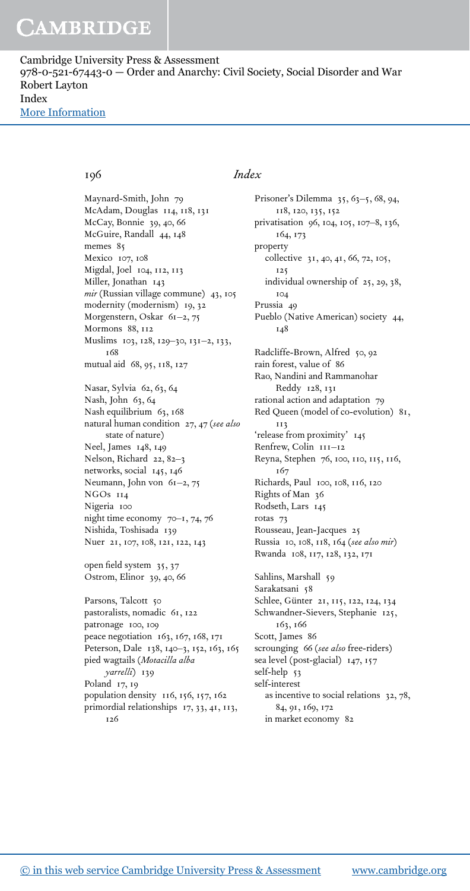Maynard-Smith, John 79
McAdam, Douglas 114, 118, 131
McCay, Bonnie 39, 40, 66
McGuire, Randall 44, 148
memes 85
Mexico 107, 108
Migdal, Joel 104, 112, 113
Miller, Jonathan 143
*mir* (Russian village commune) 43, 105
modernity (modernism) 19, 32
Morgenstern, Oskar 61–2, 75
Mormons 88, 112
Muslims 103, 128, 129–30, 131–2, 133, 168
mutual aid 68, 95, 118, 127

Nasar, Sylvia 62, 63, 64
Nash, John 63, 64
Nash equilibrium 63, 168
natural human condition 27, 47 (*see also* state of nature)
Neel, James 148, 149
Nelson, Richard 22, 82–3
networks, social 145, 146
Neumann, John von 61–2, 75
NGOs 114
Nigeria 100
night time economy 70–1, 74, 76
Nishida, Toshisada 139
Nuer 21, 107, 108, 121, 122, 143

open field system 35, 37
Ostrom, Elinor 39, 40, 66

Parsons, Talcott 50
pastoralists, nomadic 61, 122
patronage 100, 109
peace negotiation 163, 167, 168, 171
Peterson, Dale 138, 140–3, 152, 163, 165
pied wagtails (*Motacilla alba yarrelli*) 139
Poland 17, 19
population density 116, 156, 157, 162
primordial relationships 17, 33, 41, 113, 126

Prisoner's Dilemma 35, 63–5, 68, 94, 118, 120, 135, 152
privatisation 96, 104, 105, 107–8, 136, 164, 173
property
  collective 31, 40, 41, 66, 72, 105, 125
  individual ownership of 25, 29, 38, 104
Prussia 49
Pueblo (Native American) society 44, 148

Radcliffe-Brown, Alfred 50, 92
rain forest, value of 86
Rao, Nandini and Rammanohar Reddy 128, 131
rational action and adaptation 79
Red Queen (model of co-evolution) 81, 113
'release from proximity' 145
Renfrew, Colin 111–12
Reyna, Stephen 76, 100, 110, 115, 116, 167
Richards, Paul 100, 108, 116, 120
Rights of Man 36
Rodseth, Lars 145
rotas 73
Rousseau, Jean-Jacques 25
Russia 10, 108, 118, 164 (*see also mir*)
Rwanda 108, 117, 128, 132, 171

Sahlins, Marshall 59
Sarakatsani 58
Schlee, Günter 21, 115, 122, 124, 134
Schwandner-Sievers, Stephanie 125, 163, 166
Scott, James 86
scrounging 66 (*see also* free-riders)
sea level (post-glacial) 147, 157
self-help 53
self-interest
  as incentive to social relations 32, 78, 84, 91, 169, 172
  in market economy 82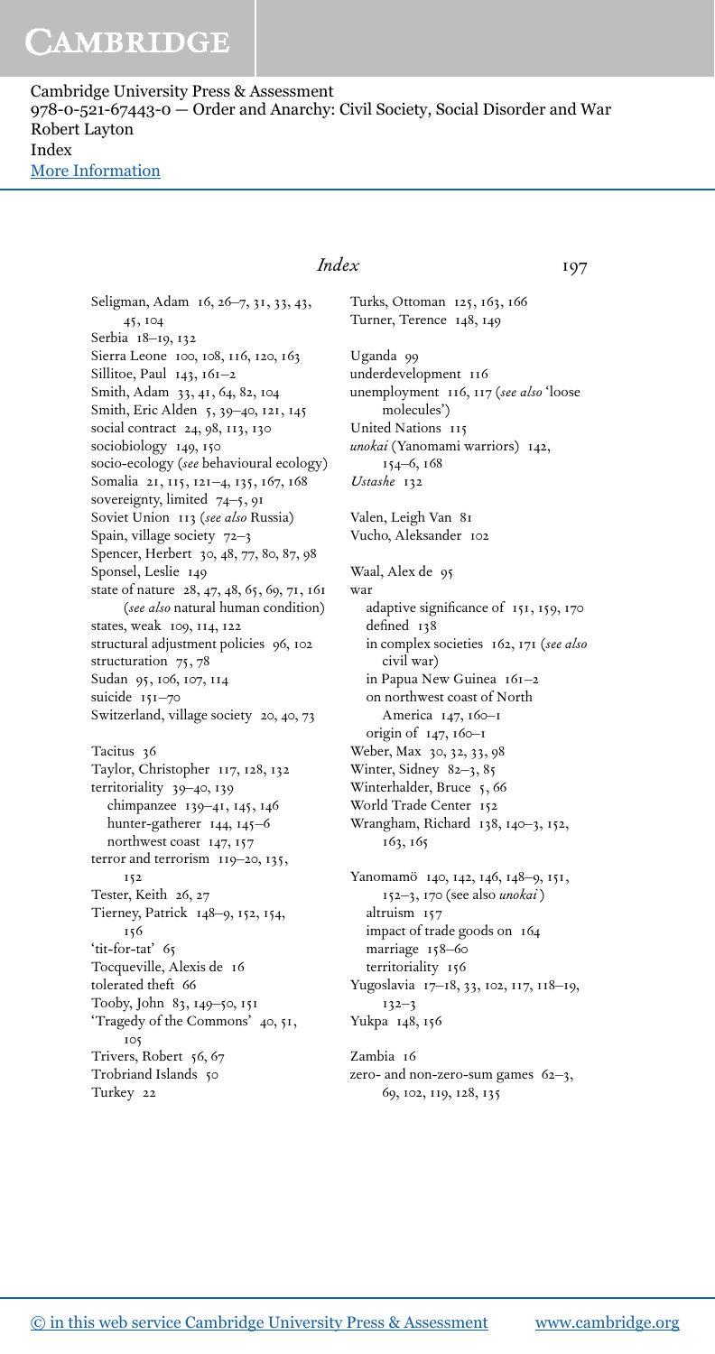Cambridge University Press & Assessment
978-0-521-67443-0 — Order and Anarchy: Civil Society, Social Disorder and War
Robert Layton
Index
More Information

Seligman, Adam 16, 26–7, 31, 33, 43, 45, 104
Serbia 18–19, 132
Sierra Leone 100, 108, 116, 120, 163
Sillitoe, Paul 143, 161–2
Smith, Adam 33, 41, 64, 82, 104
Smith, Eric Alden 5, 39–40, 121, 145
social contract 24, 98, 113, 130
sociobiology 149, 150
socio-ecology (*see* behavioural ecology)
Somalia 21, 115, 121–4, 135, 167, 168
sovereignty, limited 74–5, 91
Soviet Union 113 (*see also* Russia)
Spain, village society 72–3
Spencer, Herbert 30, 48, 77, 80, 87, 98
Sponsel, Leslie 149
state of nature 28, 47, 48, 65, 69, 71, 161 (*see also* natural human condition)
states, weak 109, 114, 122
structural adjustment policies 96, 102
structuration 75, 78
Sudan 95, 106, 107, 114
suicide 151–70
Switzerland, village society 20, 40, 73

Tacitus 36
Taylor, Christopher 117, 128, 132
territoriality 39–40, 139
- chimpanzee 139–41, 145, 146
- hunter-gatherer 144, 145–6
- northwest coast 147, 157

terror and terrorism 119–20, 135, 152
Tester, Keith 26, 27
Tierney, Patrick 148–9, 152, 154, 156
'tit-for-tat' 65
Tocqueville, Alexis de 16
tolerated theft 66
Tooby, John 83, 149–50, 151
'Tragedy of the Commons' 40, 51, 105
Trivers, Robert 56, 67
Trobriand Islands 50
Turkey 22
Turks, Ottoman 125, 163, 166
Turner, Terence 148, 149

Uganda 99
underdevelopment 116
unemployment 116, 117 (*see also* 'loose molecules')
United Nations 115
*unokai* (Yanomami warriors) 142, 154–6, 168
*Ustashe* 132

Valen, Leigh Van 81
Vucho, Aleksander 102

Waal, Alex de 95
war
- adaptive significance of 151, 159, 170
- defined 138
- in complex societies 162, 171 (*see also* civil war)
- in Papua New Guinea 161–2
- on northwest coast of North America 147, 160–1
- origin of 147, 160–1

Weber, Max 30, 32, 33, 98
Winter, Sidney 82–3, 85
Winterhalder, Bruce 5, 66
World Trade Center 152
Wrangham, Richard 138, 140–3, 152, 163, 165

Yanomamö 140, 142, 146, 148–9, 151, 152–3, 170 (see also *unokai*)
- altruism 157
- impact of trade goods on 164
- marriage 158–60
- territoriality 156

Yugoslavia 17–18, 33, 102, 117, 118–19, 132–3
Yukpa 148, 156

Zambia 16
zero- and non-zero-sum games 62–3, 69, 102, 119, 128, 135